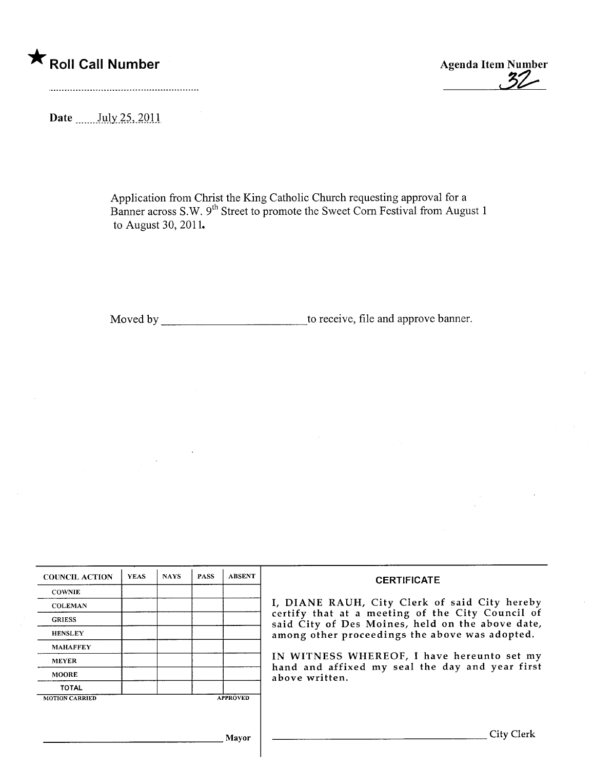★ **Roll Call Number**

Agenda Item Number
32

Date July 25, 2011

Application from Christ the King Catholic Church requesting approval for a Banner across S.W. 9th Street to promote the Sweet Corn Festival from August 1 to August 30, 2011.

Moved by ________________________ to receive, file and approve banner.

| COUNCIL ACTION | YEAS | NAYS | PASS | ABSENT |
|---|---|---|---|---|
| COWNIE | | | | |
| COLEMAN | | | | |
| GRIESS | | | | |
| HENSLEY | | | | |
| MAHAFFEY | | | | |
| MEYER | | | | |
| MOORE | | | | |
| TOTAL | | | | |

MOTION CARRIED APPROVED

________________________ Mayor

**CERTIFICATE**

I, DIANE RAUH, City Clerk of said City hereby certify that at a meeting of the City Council of said City of Des Moines, held on the above date, among other proceedings the above was adopted.

IN WITNESS WHEREOF, I have hereunto set my hand and affixed my seal the day and year first above written.

________________________ City Clerk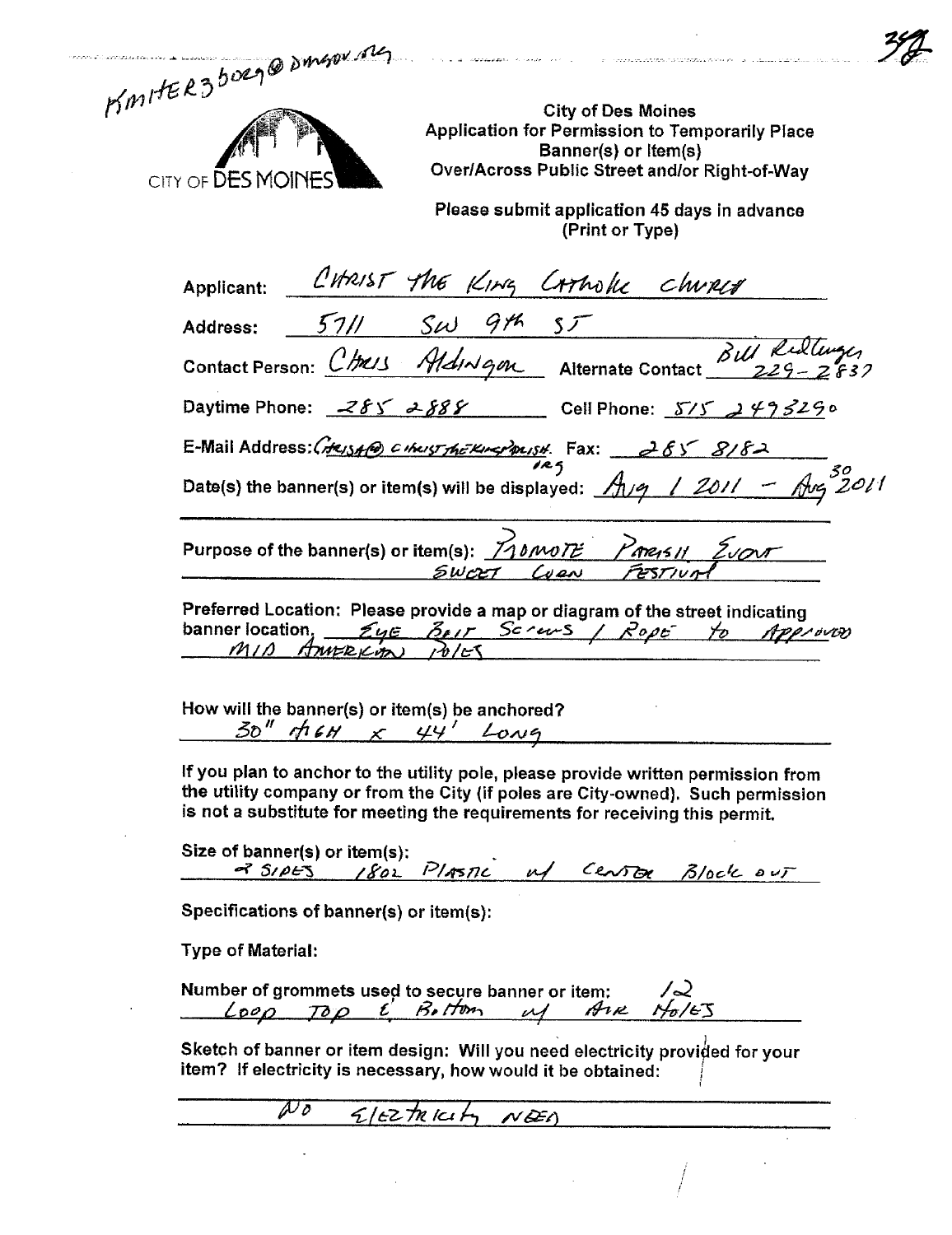KMITER3bo29@DMGOV.ORG

CITY OF DES MOINES

**City of Des Moines**
**Application for Permission to Temporarily Place Banner(s) or Item(s) Over/Across Public Street and/or Right-of-Way**

**Please submit application 45 days in advance (Print or Type)**

Applicant: CHRIST THE KING CATHOLIC CHURCH

Address: 5711 SW 9th ST

Contact Person: Chris Aldingon Alternate Contact Bill Riltinger 229-2837

Daytime Phone: 285 2888 Cell Phone: 515 2493290

E-Mail Address: CHRISA@CHRISTTHEKINGPARISH.ORG Fax: 285 8182

Date(s) the banner(s) or item(s) will be displayed: Aug 1 2011 - Aug 30 2011

Purpose of the banner(s) or item(s): PROMOTE PARISH EVENT SWEET CORN FESTIVAL

Preferred Location: Please provide a map or diagram of the street indicating banner location, EYE BOLT SCREWS / ROPE to APPROVED MID AMERICAN POLES

How will the banner(s) or item(s) be anchored?
30" HIGH x 44' LONG

If you plan to anchor to the utility pole, please provide written permission from the utility company or from the City (if poles are City-owned). Such permission is not a substitute for meeting the requirements for receiving this permit.

Size of banner(s) or item(s):
2 SIDES 18OZ PLASTIC w/ CENTER BLOCK OUT

Specifications of banner(s) or item(s):

Type of Material:

Number of grommets used to secure banner or item: 12
LOOP TOP & BOTTOM w/ AIR HOLES

Sketch of banner or item design: Will you need electricity provided for your item? If electricity is necessary, how would it be obtained:

NO ELECTRICITY NEED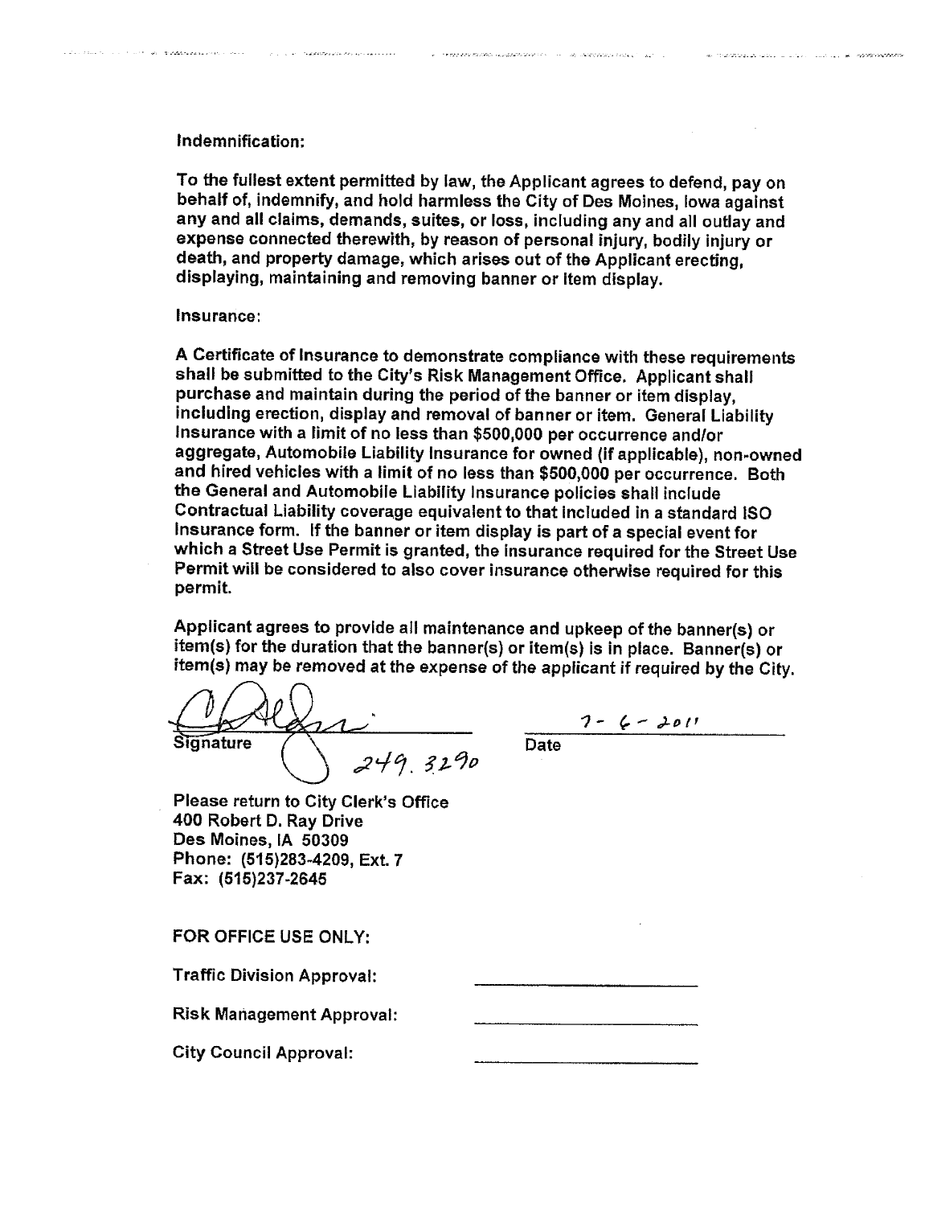**Indemnification:**

To the fullest extent permitted by law, the Applicant agrees to defend, pay on behalf of, indemnify, and hold harmless the City of Des Moines, Iowa against any and all claims, demands, suites, or loss, including any and all outlay and expense connected therewith, by reason of personal injury, bodily injury or death, and property damage, which arises out of the Applicant erecting, displaying, maintaining and removing banner or item display.

**Insurance:**

A Certificate of Insurance to demonstrate compliance with these requirements shall be submitted to the City's Risk Management Office. Applicant shall purchase and maintain during the period of the banner or item display, including erection, display and removal of banner or item. General Liability Insurance with a limit of no less than $500,000 per occurrence and/or aggregate, Automobile Liability Insurance for owned (if applicable), non-owned and hired vehicles with a limit of no less than $500,000 per occurrence. Both the General and Automobile Liability Insurance policies shall include Contractual Liability coverage equivalent to that included in a standard ISO Insurance form. If the banner or item display is part of a special event for which a Street Use Permit is granted, the insurance required for the Street Use Permit will be considered to also cover insurance otherwise required for this permit.

Applicant agrees to provide all maintenance and upkeep of the banner(s) or item(s) for the duration that the banner(s) or item(s) is in place. Banner(s) or item(s) may be removed at the expense of the applicant if required by the City.

Signature 249.3290 Date 7-6-2011

Please return to City Clerk's Office
400 Robert D. Ray Drive
Des Moines, IA 50309
Phone: (515)283-4209, Ext. 7
Fax: (515)237-2645

FOR OFFICE USE ONLY:

Traffic Division Approval: ____________________

Risk Management Approval: ____________________

City Council Approval: ____________________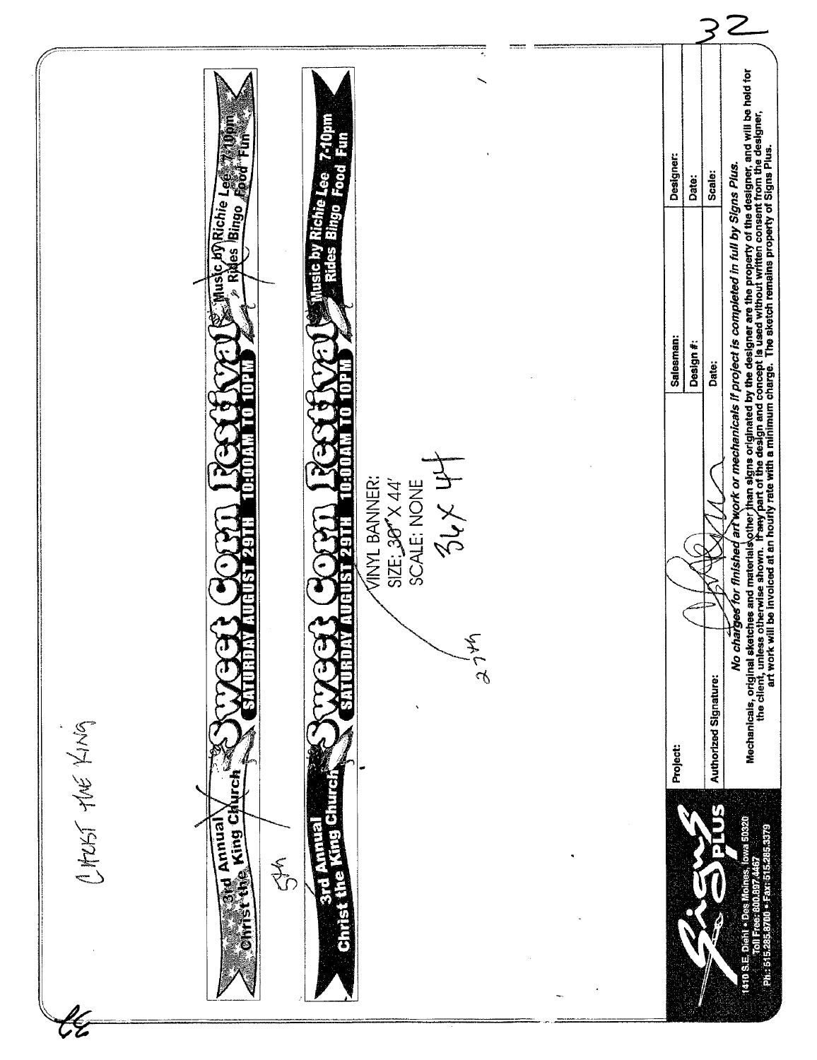CHRIST THE KING

3rd Annual
Christ the King Church

5th

**Sweet Corn Festival**

SATURDAY AUGUST 29TH 10:00AM TO 10PM

Music by Richie Lee 7-10pm
Rides Bingo Food Fun

3rd Annual
Christ the King Church

**Sweet Corn Festival**

SATURDAY AUGUST 29TH 10:00AM TO 10PM

Music by Richie Lee 7-10pm
Rides Bingo Food Fun

27th

VINYL BANNER:
SIZE: ~~30"~~ X 44'
SCALE: NONE

36 X 44

| | | | |
|---|---|---|---|
| Signs PLUS<br>1410 S.E. Diehl • Des Moines, Iowa 50320<br>Toll Free: 800.897.4467<br>Ph.: 515.285.8700 • Fax: 515.285.3379 | Project: | Salesman: | Designer: |
| | | Design #: | Date: |
| | Authorized Signature: | Date: | Scale: |

*No charges for finished art work or mechanicals if project is completed in full by Signs Plus.*

Mechanicals, original sketches and materials other than signs originated by the designer are the property of the designer, and will be held for the client, unless otherwise shown. If any part of the design and concept is used without written consent from the designer, art work will be invoiced at an hourly rate with a minimum charge. The sketch remains property of Signs Plus.